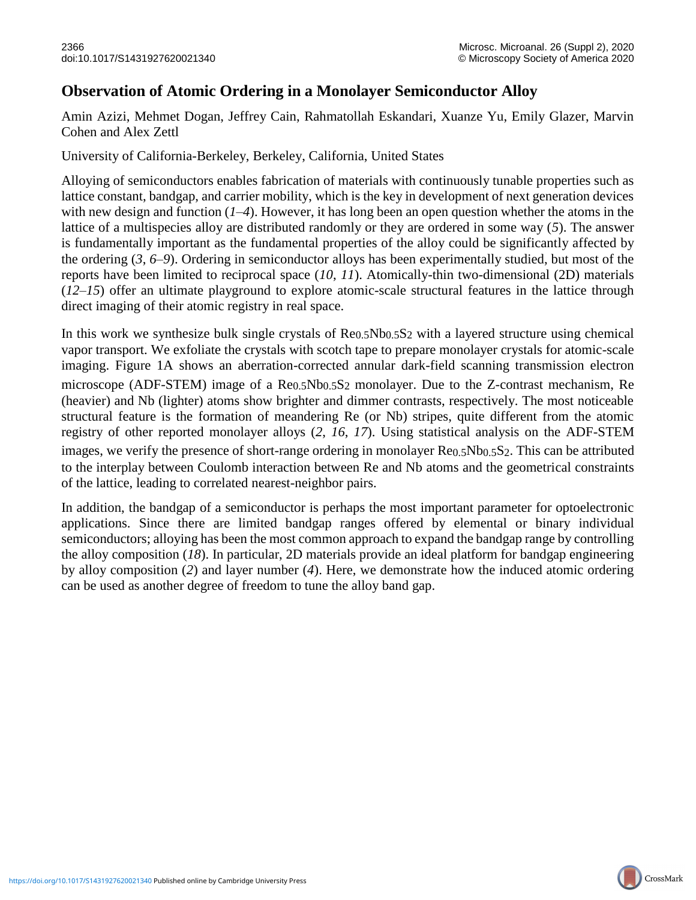# Observation of Atomic Ordering in a Monolayer Semiconductor Alloy

Amin Azizi, Mehmet Dogan, Jeffrey Cain, Rahmatollah Eskandari, Xuanze Yu, Emily Glazer, Marvin Cohen and Alex Zettl

University of California-Berkeley, Berkeley, California, United States

Alloying of semiconductors enables fabrication of materials with continuously tunable properties such as lattice constant, bandgap, and carrier mobility, which is the key in development of next generation devices with new design and function (*1*–*4*). However, it has long been an open question whether the atoms in the lattice of a multispecies alloy are distributed randomly or they are ordered in some way (*5*). The answer is fundamentally important as the fundamental properties of the alloy could be significantly affected by the ordering (*3*, *6*–*9*). Ordering in semiconductor alloys has been experimentally studied, but most of the reports have been limited to reciprocal space (*10*, *11*). Atomically-thin two-dimensional (2D) materials (*12*–*15*) offer an ultimate playground to explore atomic-scale structural features in the lattice through direct imaging of their atomic registry in real space.

In this work we synthesize bulk single crystals of $Re_{0.5}Nb_{0.5}S_2$ with a layered structure using chemical vapor transport. We exfoliate the crystals with scotch tape to prepare monolayer crystals for atomic-scale imaging. Figure 1A shows an aberration-corrected annular dark-field scanning transmission electron microscope (ADF-STEM) image of a $Re_{0.5}Nb_{0.5}S_2$ monolayer. Due to the Z-contrast mechanism, Re (heavier) and Nb (lighter) atoms show brighter and dimmer contrasts, respectively. The most noticeable structural feature is the formation of meandering Re (or Nb) stripes, quite different from the atomic registry of other reported monolayer alloys (*2*, *16*, *17*). Using statistical analysis on the ADF-STEM images, we verify the presence of short-range ordering in monolayer $Re_{0.5}Nb_{0.5}S_2$. This can be attributed to the interplay between Coulomb interaction between Re and Nb atoms and the geometrical constraints of the lattice, leading to correlated nearest-neighbor pairs.

In addition, the bandgap of a semiconductor is perhaps the most important parameter for optoelectronic applications. Since there are limited bandgap ranges offered by elemental or binary individual semiconductors; alloying has been the most common approach to expand the bandgap range by controlling the alloy composition (*18*). In particular, 2D materials provide an ideal platform for bandgap engineering by alloy composition (*2*) and layer number (*4*). Here, we demonstrate how the induced atomic ordering can be used as another degree of freedom to tune the alloy band gap.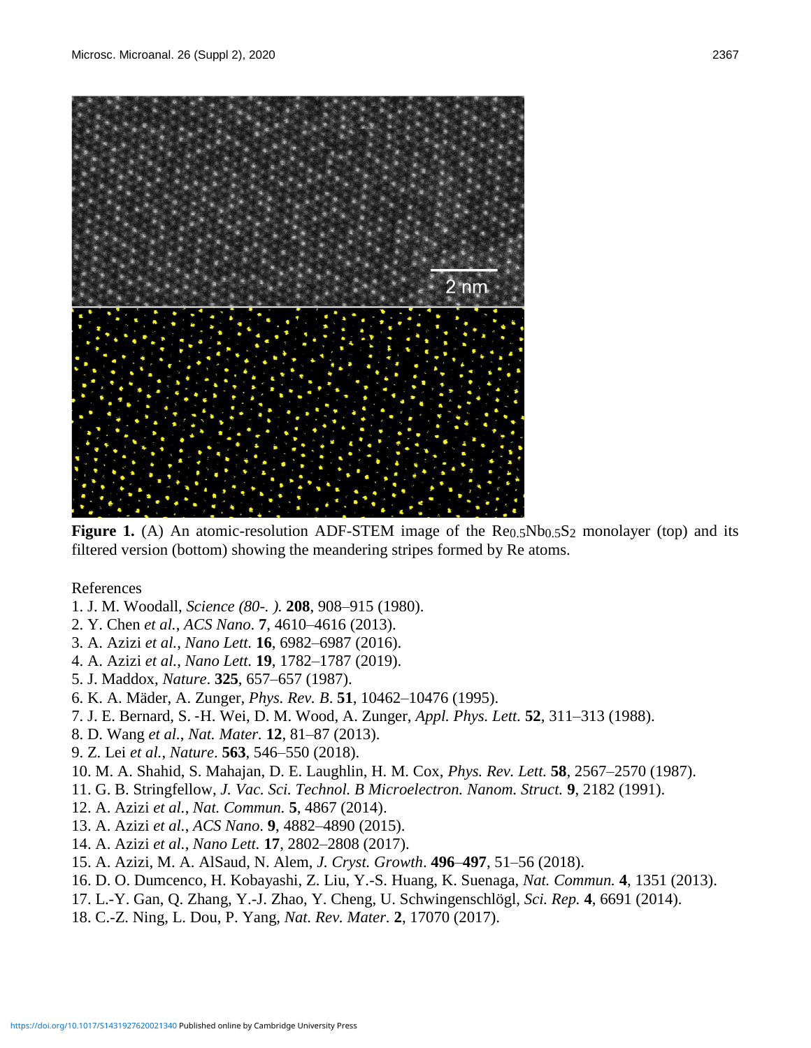2 nm

**Figure 1.** (A) An atomic-resolution ADF-STEM image of the $Re_{0.5}Nb_{0.5}S_2$ monolayer (top) and its filtered version (bottom) showing the meandering stripes formed by Re atoms.

References

1. J. M. Woodall, *Science (80-. ).* **208**, 908–915 (1980).
2. Y. Chen *et al.*, *ACS Nano*. **7**, 4610–4616 (2013).
3. A. Azizi *et al.*, *Nano Lett.* **16**, 6982–6987 (2016).
4. A. Azizi *et al.*, *Nano Lett.* **19**, 1782–1787 (2019).
5. J. Maddox, *Nature*. **325**, 657–657 (1987).
6. K. A. Mäder, A. Zunger, *Phys. Rev. B*. **51**, 10462–10476 (1995).
7. J. E. Bernard, S. -H. Wei, D. M. Wood, A. Zunger, *Appl. Phys. Lett.* **52**, 311–313 (1988).
8. D. Wang *et al.*, *Nat. Mater.* **12**, 81–87 (2013).
9. Z. Lei *et al.*, *Nature*. **563**, 546–550 (2018).
10. M. A. Shahid, S. Mahajan, D. E. Laughlin, H. M. Cox, *Phys. Rev. Lett.* **58**, 2567–2570 (1987).
11. G. B. Stringfellow, *J. Vac. Sci. Technol. B Microelectron. Nanom. Struct.* **9**, 2182 (1991).
12. A. Azizi *et al.*, *Nat. Commun.* **5**, 4867 (2014).
13. A. Azizi *et al.*, *ACS Nano*. **9**, 4882–4890 (2015).
14. A. Azizi *et al.*, *Nano Lett.* **17**, 2802–2808 (2017).
15. A. Azizi, M. A. AlSaud, N. Alem, *J. Cryst. Growth*. **496**–**497**, 51–56 (2018).
16. D. O. Dumcenco, H. Kobayashi, Z. Liu, Y.-S. Huang, K. Suenaga, *Nat. Commun.* **4**, 1351 (2013).
17. L.-Y. Gan, Q. Zhang, Y.-J. Zhao, Y. Cheng, U. Schwingenschlögl, *Sci. Rep.* **4**, 6691 (2014).
18. C.-Z. Ning, L. Dou, P. Yang, *Nat. Rev. Mater.* **2**, 17070 (2017).